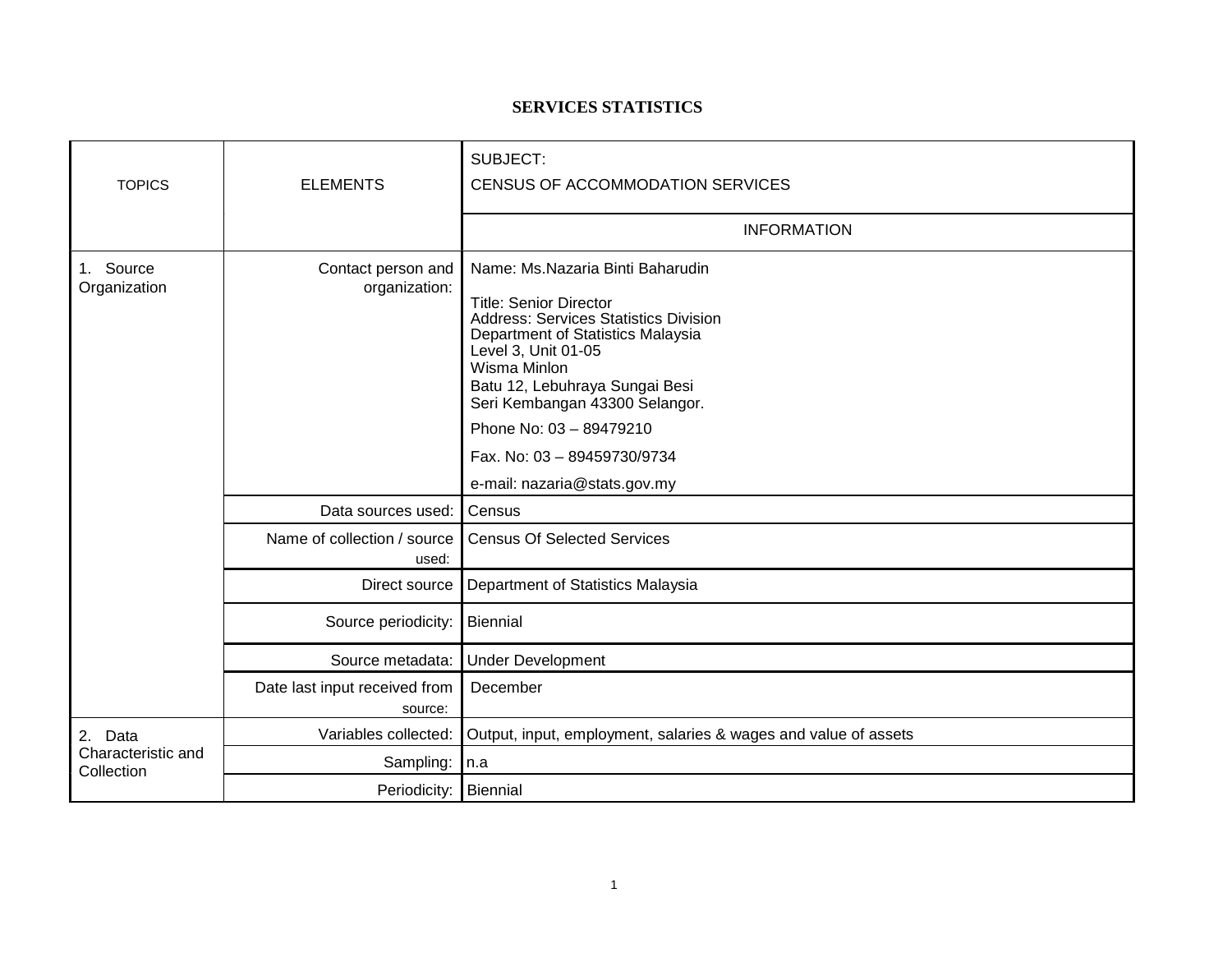# SERVICES STATISTICS

| TOPICS | ELEMENTS | SUBJECT: CENSUS OF ACCOMMODATION SERVICES |
|---|---|---|
| | | INFORMATION |
| 1. Source Organization | Contact person and organization: | Name: Ms.Nazaria Binti Baharudin<br><br>Title: Senior Director<br>Address: Services Statistics Division<br>Department of Statistics Malaysia<br>Level 3, Unit 01-05<br>Wisma Minlon<br>Batu 12, Lebuhraya Sungai Besi<br>Seri Kembangan 43300 Selangor.<br><br>Phone No: 03 – 89479210<br><br>Fax. No: 03 – 89459730/9734<br><br>e-mail: nazaria@stats.gov.my |
| | Data sources used: | Census |
| | Name of collection / source used: | Census Of Selected Services |
| | Direct source | Department of Statistics Malaysia |
| | Source periodicity: | Biennial |
| | Source metadata: | Under Development |
| | Date last input received from source: | December |
| 2. Data Characteristic and Collection | Variables collected: | Output, input, employment, salaries & wages and value of assets |
| | Sampling: | n.a |
| | Periodicity: | Biennial |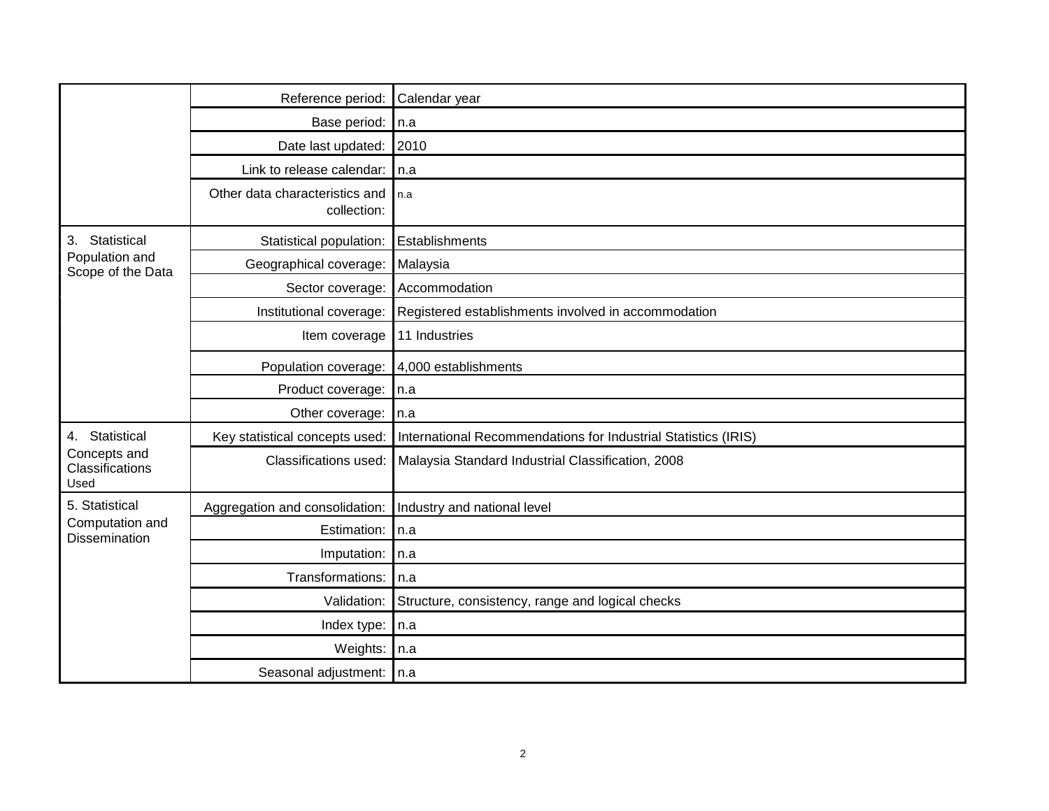| | | |
|---|---|---|
| | Reference period: | Calendar year |
| | Base period: | n.a |
| | Date last updated: | 2010 |
| | Link to release calendar: | n.a |
| | Other data characteristics and collection: | n.a |
| 3. Statistical Population and Scope of the Data | Statistical population: | Establishments |
| | Geographical coverage: | Malaysia |
| | Sector coverage: | Accommodation |
| | Institutional coverage: | Registered establishments involved in accommodation |
| | Item coverage | 11 Industries |
| | Population coverage: | 4,000 establishments |
| | Product coverage: | n.a |
| | Other coverage: | n.a |
| 4. Statistical Concepts and Classifications Used | Key statistical concepts used: | International Recommendations for Industrial Statistics (IRIS) |
| | Classifications used: | Malaysia Standard Industrial Classification, 2008 |
| 5. Statistical Computation and Dissemination | Aggregation and consolidation: | Industry and national level |
| | Estimation: | n.a |
| | Imputation: | n.a |
| | Transformations: | n.a |
| | Validation: | Structure, consistency, range and logical checks |
| | Index type: | n.a |
| | Weights: | n.a |
| | Seasonal adjustment: | n.a |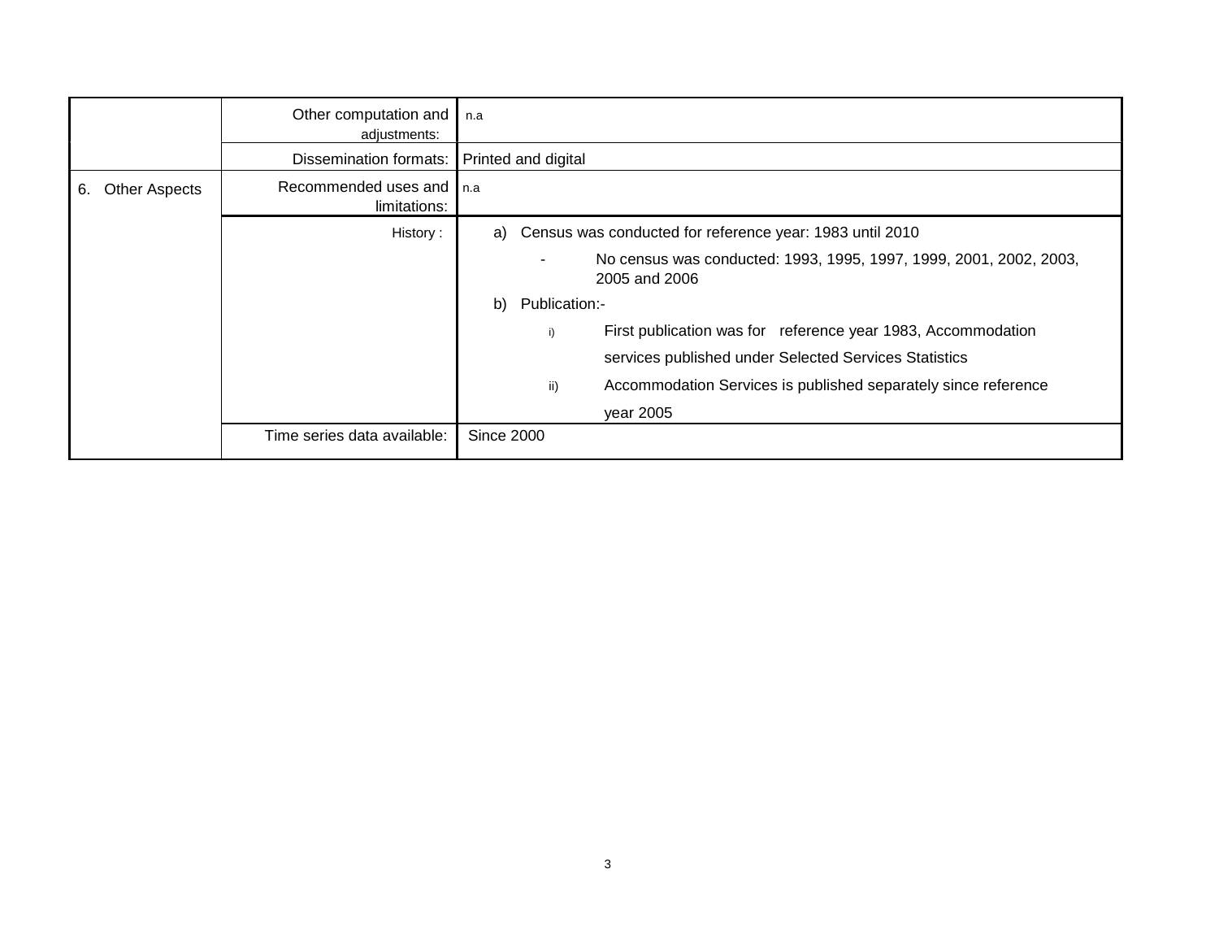| | | |
|---|---|---|
| | Other computation and adjustments: | n.a |
| | Dissemination formats: | Printed and digital |
| 6. Other Aspects | Recommended uses and limitations: | n.a |
| | History : | a) Census was conducted for reference year: 1983 until 2010<br>- No census was conducted: 1993, 1995, 1997, 1999, 2001, 2002, 2003, 2005 and 2006<br>b) Publication:-<br>i) First publication was for reference year 1983, Accommodation services published under Selected Services Statistics<br>ii) Accommodation Services is published separately since reference year 2005 |
| | Time series data available: | Since 2000 |